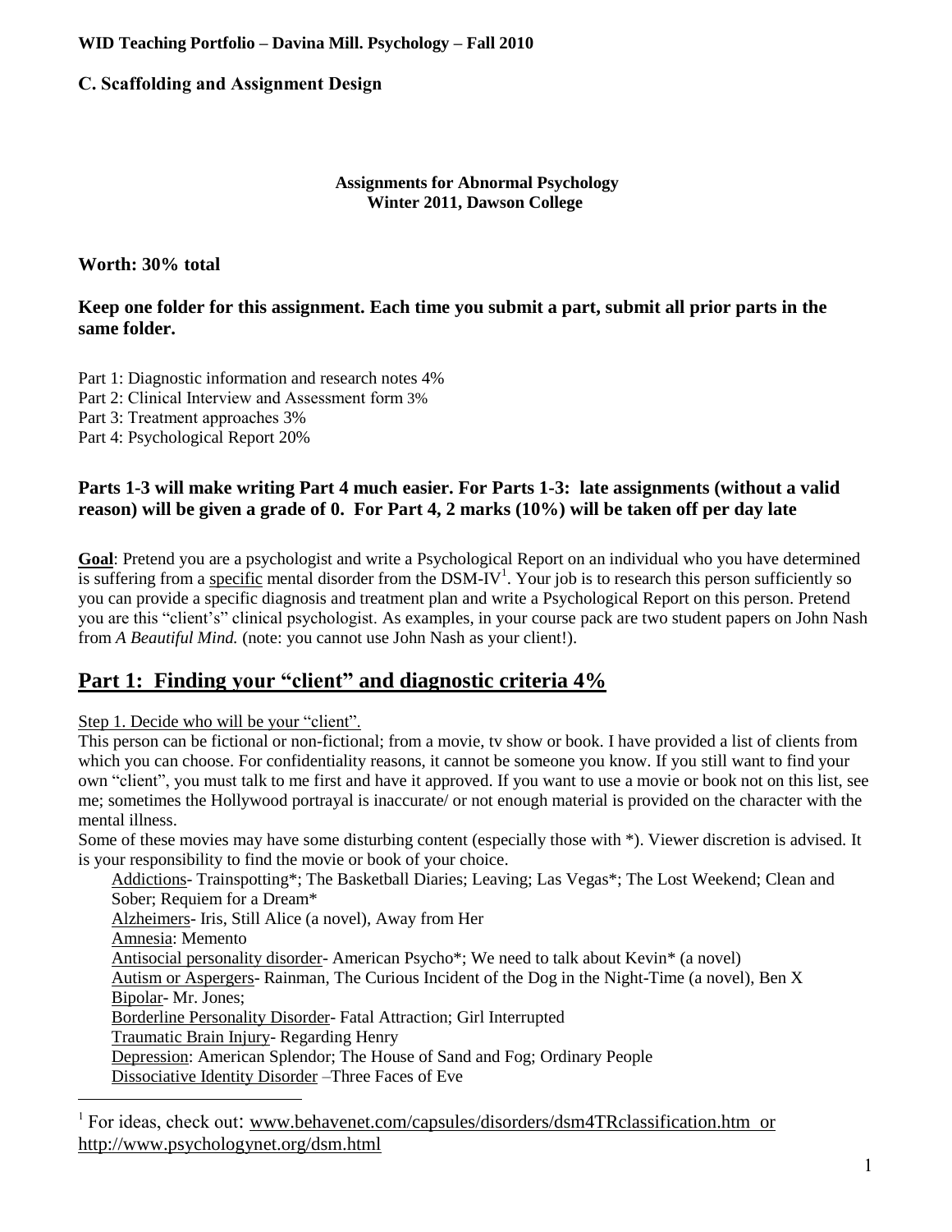**WID Teaching Portfolio – Davina Mill. Psychology – Fall 2010**

### C. Scaffolding and Assignment Design

**Assignments for Abnormal Psychology**
**Winter 2011, Dawson College**

**Worth: 30% total**

**Keep one folder for this assignment. Each time you submit a part, submit all prior parts in the same folder.**

Part 1: Diagnostic information and research notes 4%
Part 2: Clinical Interview and Assessment form 3%
Part 3: Treatment approaches 3%
Part 4: Psychological Report 20%

**Parts 1-3 will make writing Part 4 much easier. For Parts 1-3: late assignments (without a valid reason) will be given a grade of 0. For Part 4, 2 marks (10%) will be taken off per day late**

**Goal**: Pretend you are a psychologist and write a Psychological Report on an individual who you have determined is suffering from a specific mental disorder from the DSM-IV[1]. Your job is to research this person sufficiently so you can provide a specific diagnosis and treatment plan and write a Psychological Report on this person. Pretend you are this "client's" clinical psychologist. As examples, in your course pack are two student papers on John Nash from *A Beautiful Mind.* (note: you cannot use John Nash as your client!).

## Part 1: Finding your "client" and diagnostic criteria 4%

Step 1. Decide who will be your "client".

This person can be fictional or non-fictional; from a movie, tv show or book. I have provided a list of clients from which you can choose. For confidentiality reasons, it cannot be someone you know. If you still want to find your own "client", you must talk to me first and have it approved. If you want to use a movie or book not on this list, see me; sometimes the Hollywood portrayal is inaccurate/ or not enough material is provided on the character with the mental illness.

Some of these movies may have some disturbing content (especially those with *). Viewer discretion is advised. It is your responsibility to find the movie or book of your choice.

- Addictions- Trainspotting*; The Basketball Diaries; Leaving; Las Vegas*; The Lost Weekend; Clean and Sober; Requiem for a Dream*
- Alzheimers- Iris, Still Alice (a novel), Away from Her
- Amnesia: Memento
- Antisocial personality disorder- American Psycho*; We need to talk about Kevin* (a novel)
- Autism or Aspergers- Rainman, The Curious Incident of the Dog in the Night-Time (a novel), Ben X
- Bipolar- Mr. Jones;
- Borderline Personality Disorder- Fatal Attraction; Girl Interrupted
- Traumatic Brain Injury- Regarding Henry
- Depression: American Splendor; The House of Sand and Fog; Ordinary People
- Dissociative Identity Disorder –Three Faces of Eve

[1] For ideas, check out: www.behavenet.com/capsules/disorders/dsm4TRclassification.htm or http://www.psychologynet.org/dsm.html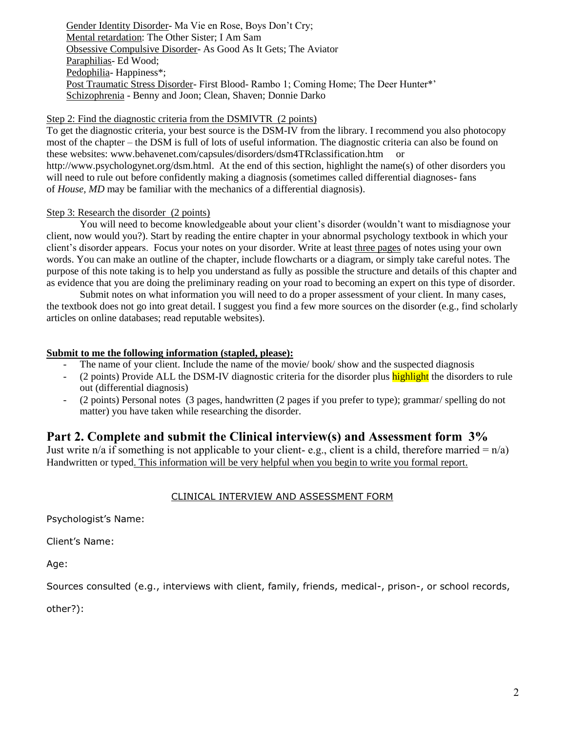Gender Identity Disorder- Ma Vie en Rose, Boys Don't Cry;
Mental retardation: The Other Sister; I Am Sam
Obsessive Compulsive Disorder- As Good As It Gets; The Aviator
Paraphilias- Ed Wood;
Pedophilia- Happiness*;
Post Traumatic Stress Disorder- First Blood- Rambo 1; Coming Home; The Deer Hunter*'
Schizophrenia - Benny and Joon; Clean, Shaven; Donnie Darko

Step 2: Find the diagnostic criteria from the DSMIVTR (2 points)

To get the diagnostic criteria, your best source is the DSM-IV from the library. I recommend you also photocopy most of the chapter – the DSM is full of lots of useful information. The diagnostic criteria can also be found on these websites: www.behavenet.com/capsules/disorders/dsm4TRclassification.htm or http://www.psychologynet.org/dsm.html. At the end of this section, highlight the name(s) of other disorders you will need to rule out before confidently making a diagnosis (sometimes called differential diagnoses- fans of *House, MD* may be familiar with the mechanics of a differential diagnosis).

Step 3: Research the disorder (2 points)

You will need to become knowledgeable about your client's disorder (wouldn't want to misdiagnose your client, now would you?). Start by reading the entire chapter in your abnormal psychology textbook in which your client's disorder appears. Focus your notes on your disorder. Write at least three pages of notes using your own words. You can make an outline of the chapter, include flowcharts or a diagram, or simply take careful notes. The purpose of this note taking is to help you understand as fully as possible the structure and details of this chapter and as evidence that you are doing the preliminary reading on your road to becoming an expert on this type of disorder.

Submit notes on what information you will need to do a proper assessment of your client. In many cases, the textbook does not go into great detail. I suggest you find a few more sources on the disorder (e.g., find scholarly articles on online databases; read reputable websites).

**Submit to me the following information (stapled, please):**

- The name of your client. Include the name of the movie/ book/ show and the suspected diagnosis
- (2 points) Provide ALL the DSM-IV diagnostic criteria for the disorder plus highlight the disorders to rule out (differential diagnosis)
- (2 points) Personal notes (3 pages, handwritten (2 pages if you prefer to type); grammar/ spelling do not matter) you have taken while researching the disorder.

## Part 2. Complete and submit the Clinical interview(s) and Assessment form 3%

Just write n/a if something is not applicable to your client- e.g., client is a child, therefore married = n/a) Handwritten or typed. This information will be very helpful when you begin to write you formal report.

CLINICAL INTERVIEW AND ASSESSMENT FORM

Psychologist's Name:

Client's Name:

Age:

Sources consulted (e.g., interviews with client, family, friends, medical-, prison-, or school records, other?):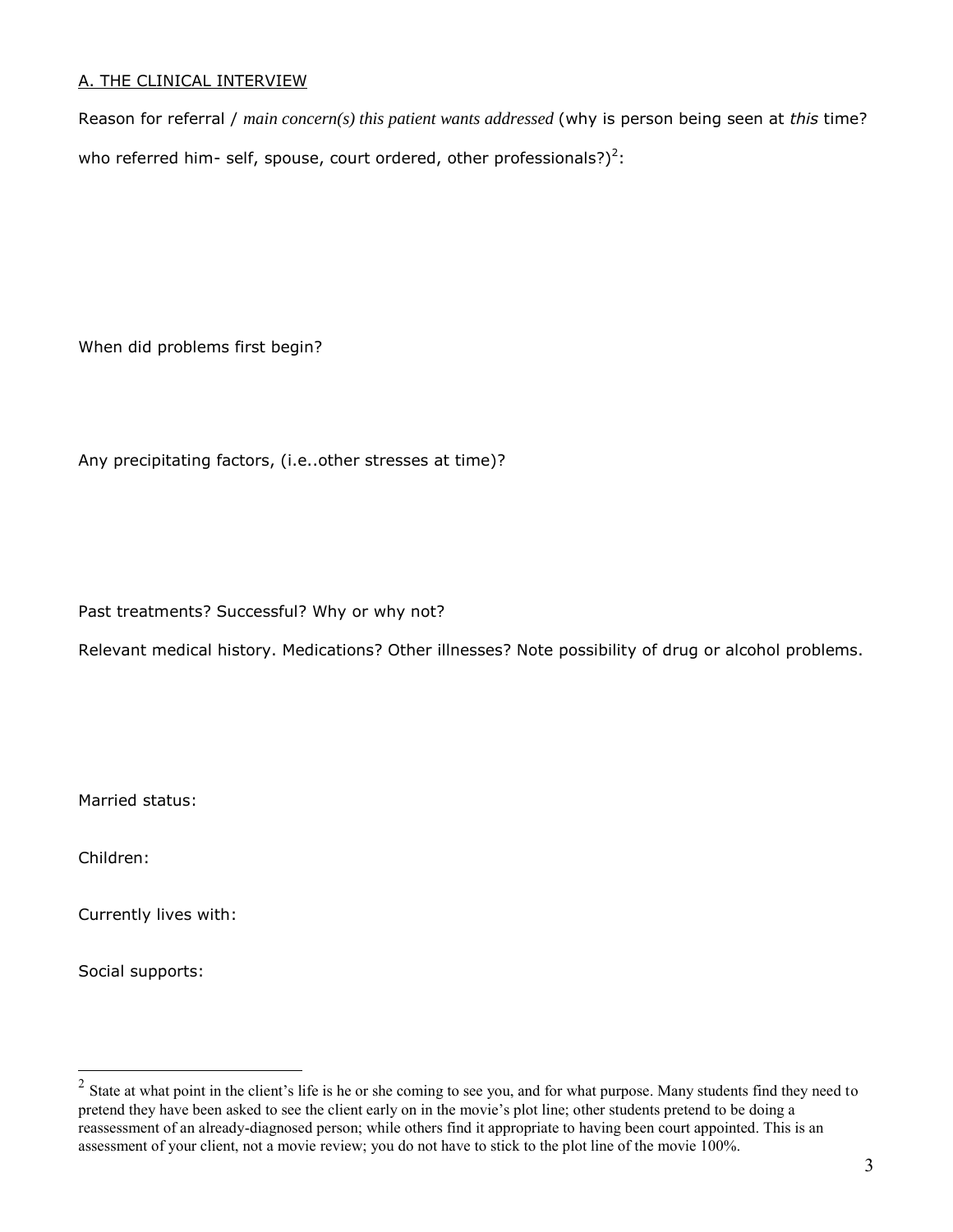A. THE CLINICAL INTERVIEW

Reason for referral / *main concern(s) this patient wants addressed* (why is person being seen at *this* time? who referred him- self, spouse, court ordered, other professionals?)[2]:

When did problems first begin?

Any precipitating factors, (i.e..other stresses at time)?

Past treatments? Successful? Why or why not?

Relevant medical history. Medications? Other illnesses? Note possibility of drug or alcohol problems.

Married status:

Children:

Currently lives with:

Social supports:

---

[2] State at what point in the client's life is he or she coming to see you, and for what purpose. Many students find they need to pretend they have been asked to see the client early on in the movie's plot line; other students pretend to be doing a reassessment of an already-diagnosed person; while others find it appropriate to having been court appointed. This is an assessment of your client, not a movie review; you do not have to stick to the plot line of the movie 100%.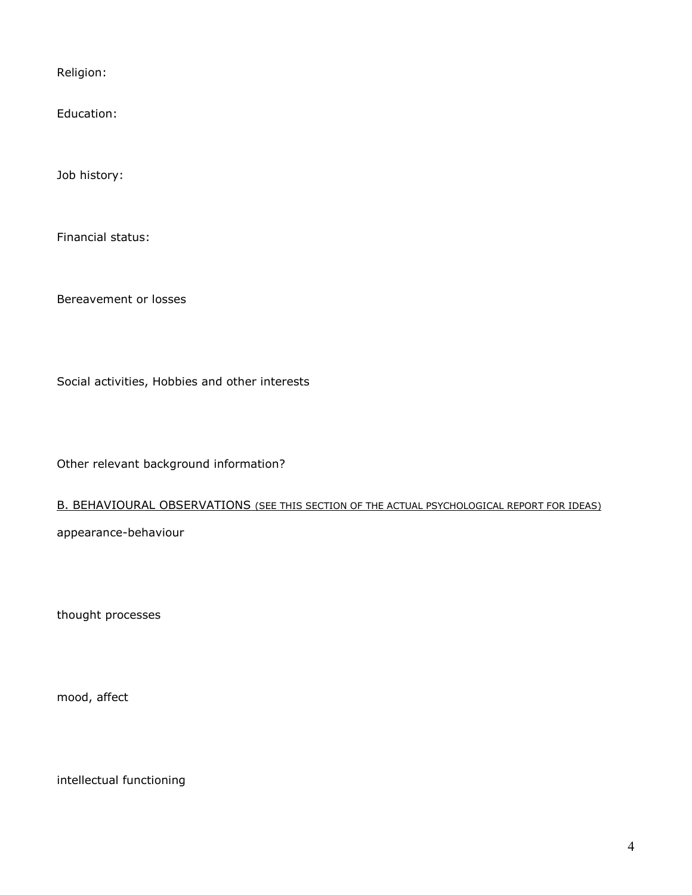Religion:

Education:

Job history:

Financial status:

Bereavement or losses

Social activities, Hobbies and other interests

Other relevant background information?

## <u>B. BEHAVIOURAL OBSERVATIONS</u> <u>(SEE THIS SECTION OF THE ACTUAL PSYCHOLOGICAL REPORT FOR IDEAS)</u>

appearance-behaviour

thought processes

mood, affect

intellectual functioning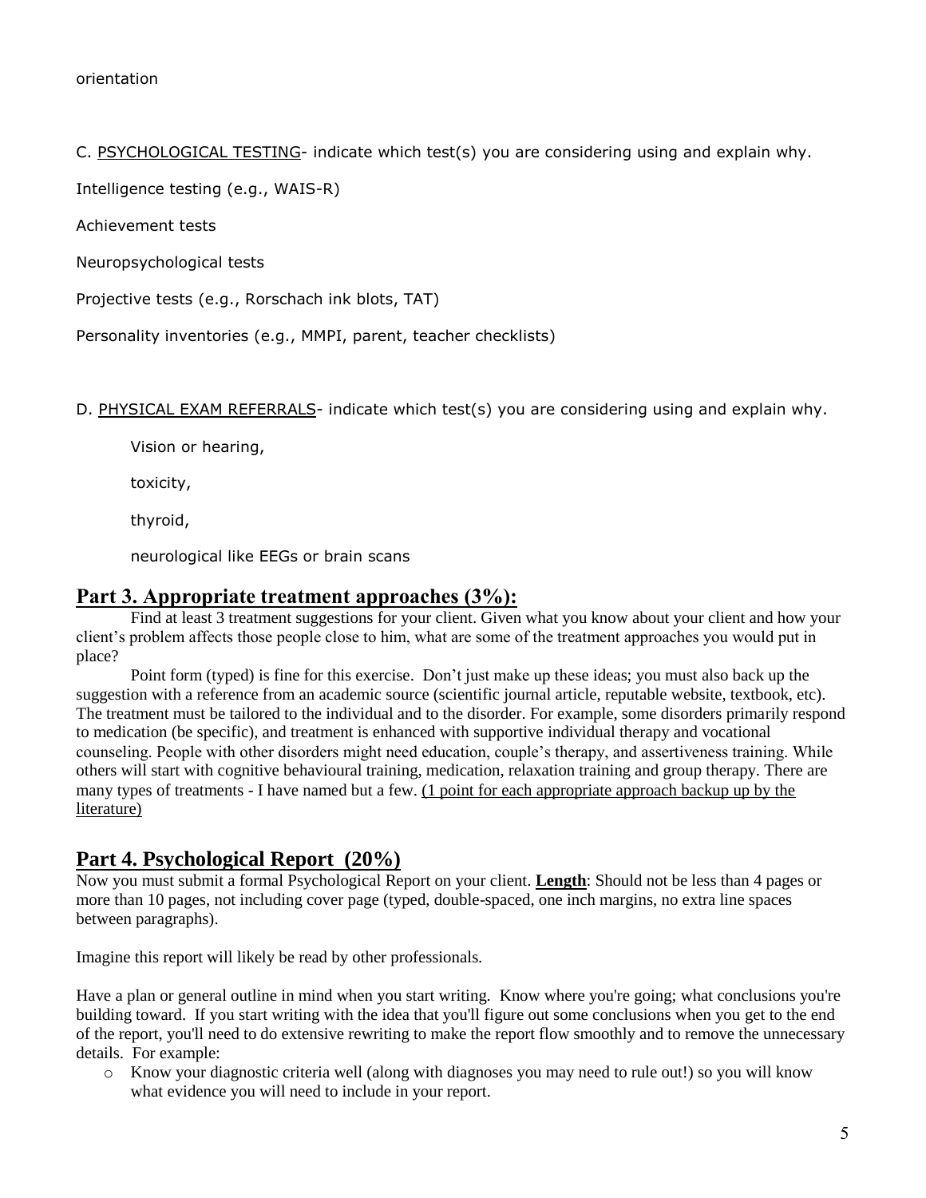orientation

C. <u>PSYCHOLOGICAL TESTING</u>- indicate which test(s) you are considering using and explain why.

Intelligence testing (e.g., WAIS-R)

Achievement tests

Neuropsychological tests

Projective tests (e.g., Rorschach ink blots, TAT)

Personality inventories (e.g., MMPI, parent, teacher checklists)

D. <u>PHYSICAL EXAM REFERRALS</u>- indicate which test(s) you are considering using and explain why.

Vision or hearing,

toxicity,

thyroid,

neurological like EEGs or brain scans

## Part 3. Appropriate treatment approaches (3%):

Find at least 3 treatment suggestions for your client. Given what you know about your client and how your client's problem affects those people close to him, what are some of the treatment approaches you would put in place?

Point form (typed) is fine for this exercise. Don't just make up these ideas; you must also back up the suggestion with a reference from an academic source (scientific journal article, reputable website, textbook, etc). The treatment must be tailored to the individual and to the disorder. For example, some disorders primarily respond to medication (be specific), and treatment is enhanced with supportive individual therapy and vocational counseling. People with other disorders might need education, couple's therapy, and assertiveness training. While others will start with cognitive behavioural training, medication, relaxation training and group therapy. There are many types of treatments - I have named but a few. <u>(1 point for each appropriate approach backup up by the literature)</u>

## Part 4. Psychological Report (20%)

Now you must submit a formal Psychological Report on your client. **<u>Length</u>**: Should not be less than 4 pages or more than 10 pages, not including cover page (typed, double-spaced, one inch margins, no extra line spaces between paragraphs).

Imagine this report will likely be read by other professionals.

Have a plan or general outline in mind when you start writing. Know where you're going; what conclusions you're building toward. If you start writing with the idea that you'll figure out some conclusions when you get to the end of the report, you'll need to do extensive rewriting to make the report flow smoothly and to remove the unnecessary details. For example:

- Know your diagnostic criteria well (along with diagnoses you may need to rule out!) so you will know what evidence you will need to include in your report.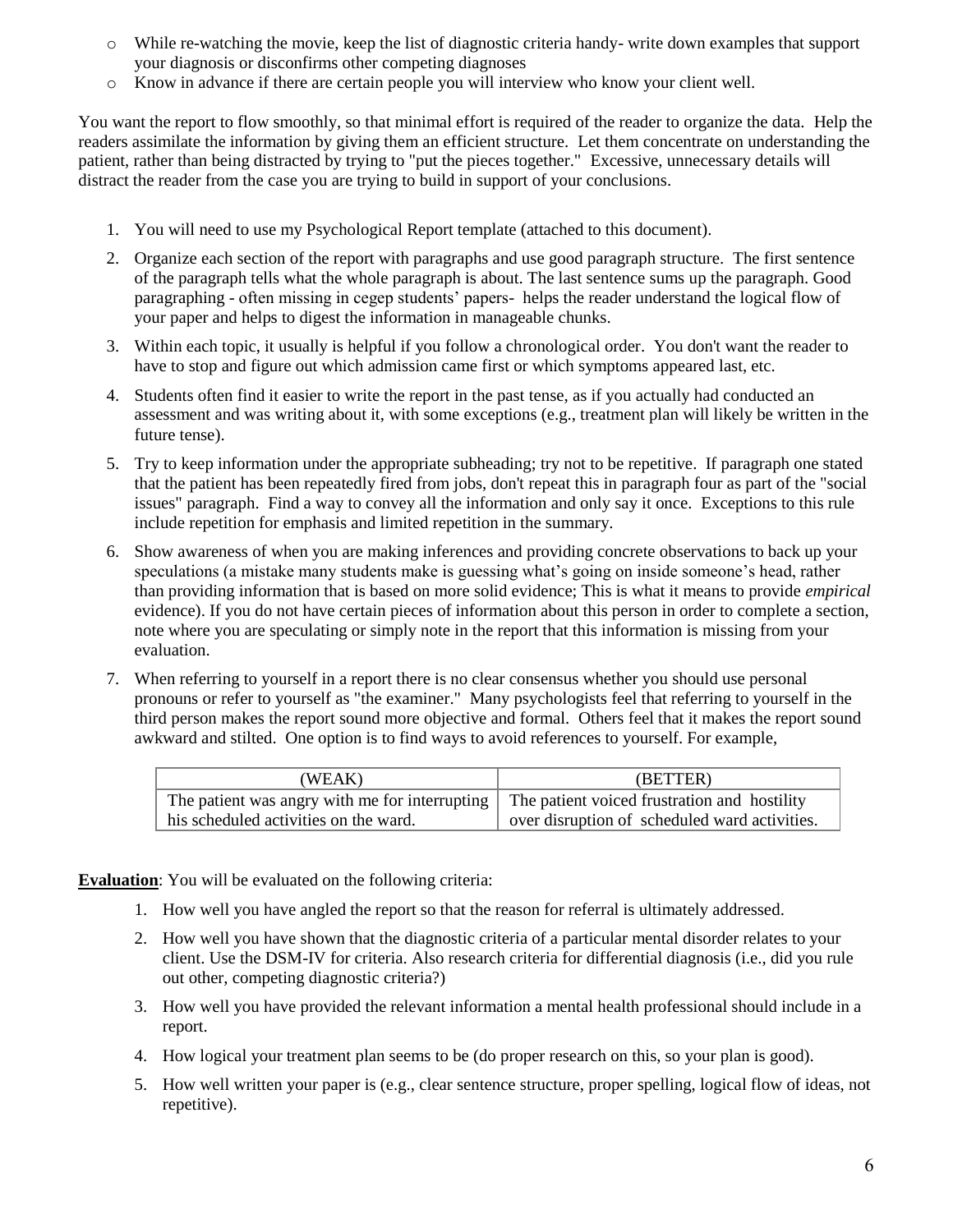- While re-watching the movie, keep the list of diagnostic criteria handy- write down examples that support your diagnosis or disconfirms other competing diagnoses
- Know in advance if there are certain people you will interview who know your client well.

You want the report to flow smoothly, so that minimal effort is required of the reader to organize the data. Help the readers assimilate the information by giving them an efficient structure. Let them concentrate on understanding the patient, rather than being distracted by trying to "put the pieces together." Excessive, unnecessary details will distract the reader from the case you are trying to build in support of your conclusions.

1. You will need to use my Psychological Report template (attached to this document).
2. Organize each section of the report with paragraphs and use good paragraph structure. The first sentence of the paragraph tells what the whole paragraph is about. The last sentence sums up the paragraph. Good paragraphing - often missing in cegep students' papers- helps the reader understand the logical flow of your paper and helps to digest the information in manageable chunks.
3. Within each topic, it usually is helpful if you follow a chronological order. You don't want the reader to have to stop and figure out which admission came first or which symptoms appeared last, etc.
4. Students often find it easier to write the report in the past tense, as if you actually had conducted an assessment and was writing about it, with some exceptions (e.g., treatment plan will likely be written in the future tense).
5. Try to keep information under the appropriate subheading; try not to be repetitive. If paragraph one stated that the patient has been repeatedly fired from jobs, don't repeat this in paragraph four as part of the "social issues" paragraph. Find a way to convey all the information and only say it once. Exceptions to this rule include repetition for emphasis and limited repetition in the summary.
6. Show awareness of when you are making inferences and providing concrete observations to back up your speculations (a mistake many students make is guessing what's going on inside someone's head, rather than providing information that is based on more solid evidence; This is what it means to provide *empirical* evidence). If you do not have certain pieces of information about this person in order to complete a section, note where you are speculating or simply note in the report that this information is missing from your evaluation.
7. When referring to yourself in a report there is no clear consensus whether you should use personal pronouns or refer to yourself as "the examiner." Many psychologists feel that referring to yourself in the third person makes the report sound more objective and formal. Others feel that it makes the report sound awkward and stilted. One option is to find ways to avoid references to yourself. For example,

| (WEAK) | (BETTER) |
| --- | --- |
| The patient was angry with me for interrupting his scheduled activities on the ward. | The patient voiced frustration and hostility over disruption of scheduled ward activities. |

**Evaluation**: You will be evaluated on the following criteria:

1. How well you have angled the report so that the reason for referral is ultimately addressed.
2. How well you have shown that the diagnostic criteria of a particular mental disorder relates to your client. Use the DSM-IV for criteria. Also research criteria for differential diagnosis (i.e., did you rule out other, competing diagnostic criteria?)
3. How well you have provided the relevant information a mental health professional should include in a report.
4. How logical your treatment plan seems to be (do proper research on this, so your plan is good).
5. How well written your paper is (e.g., clear sentence structure, proper spelling, logical flow of ideas, not repetitive).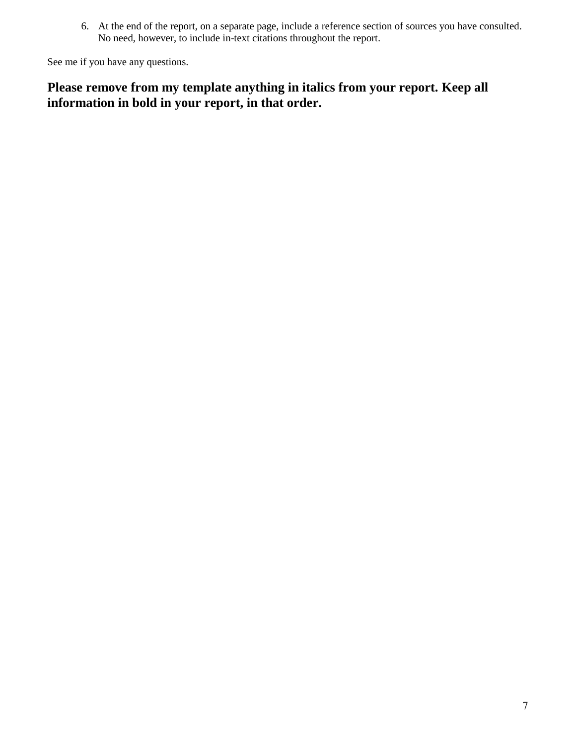6. At the end of the report, on a separate page, include a reference section of sources you have consulted. No need, however, to include in-text citations throughout the report.

See me if you have any questions.

**Please remove from my template anything in italics from your report. Keep all information in bold in your report, in that order.**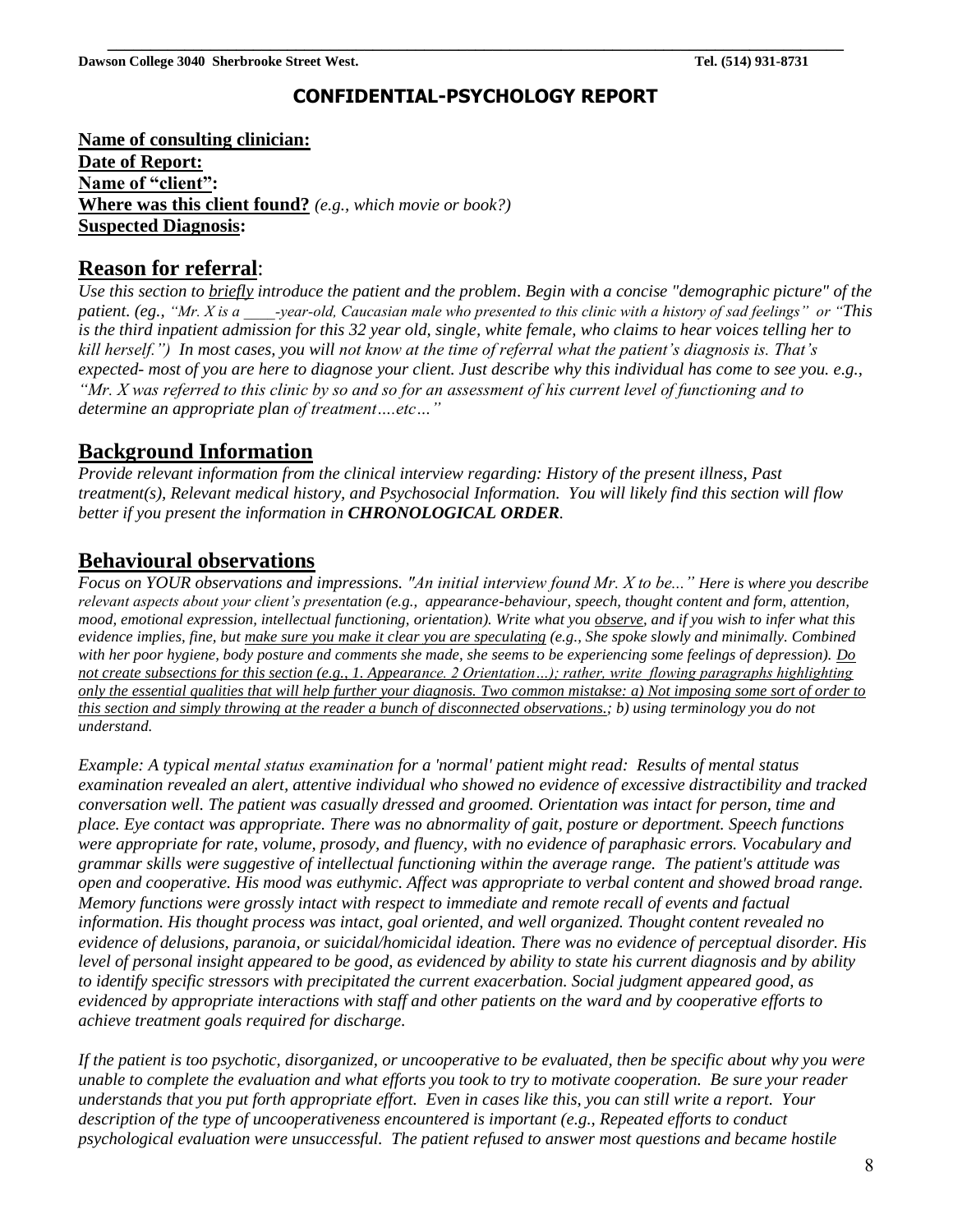Dawson College 3040 Sherbrooke Street West. Tel. (514) 931-8731

# CONFIDENTIAL-PSYCHOLOGY REPORT

**Name of consulting clinician:**
**Date of Report:**
**Name of "client":**
**Where was this client found?** *(e.g., which movie or book?)*
**Suspected Diagnosis:**

## Reason for referral:

*Use this section to briefly introduce the patient and the problem. Begin with a concise "demographic picture" of the patient. (eg., "Mr. X is a ____-year-old, Caucasian male who presented to this clinic with a history of sad feelings" or "This is the third inpatient admission for this 32 year old, single, white female, who claims to hear voices telling her to kill herself.") In most cases, you will not know at the time of referral what the patient's diagnosis is. That's expected- most of you are here to diagnose your client. Just describe why this individual has come to see you. e.g., "Mr. X was referred to this clinic by so and so for an assessment of his current level of functioning and to determine an appropriate plan of treatment….etc…"*

## Background Information

*Provide relevant information from the clinical interview regarding: History of the present illness, Past treatment(s), Relevant medical history, and Psychosocial Information. You will likely find this section will flow better if you present the information in* ***CHRONOLOGICAL ORDER****.*

## Behavioural observations

*Focus on YOUR observations and impressions. "An initial interview found Mr. X to be..." Here is where you describe relevant aspects about your client's presentation (e.g., appearance-behaviour, speech, thought content and form, attention, mood, emotional expression, intellectual functioning, orientation). Write what you observe, and if you wish to infer what this evidence implies, fine, but make sure you make it clear you are speculating (e.g., She spoke slowly and minimally. Combined with her poor hygiene, body posture and comments she made, she seems to be experiencing some feelings of depression). Do not create subsections for this section (e.g., 1. Appearance. 2 Orientation…); rather, write flowing paragraphs highlighting only the essential qualities that will help further your diagnosis. Two common mistakse: a) Not imposing some sort of order to this section and simply throwing at the reader a bunch of disconnected observations.; b) using terminology you do not understand.*

*Example: A typical mental status examination for a 'normal' patient might read: Results of mental status examination revealed an alert, attentive individual who showed no evidence of excessive distractibility and tracked conversation well. The patient was casually dressed and groomed. Orientation was intact for person, time and place. Eye contact was appropriate. There was no abnormality of gait, posture or deportment. Speech functions were appropriate for rate, volume, prosody, and fluency, with no evidence of paraphasic errors. Vocabulary and grammar skills were suggestive of intellectual functioning within the average range. The patient's attitude was open and cooperative. His mood was euthymic. Affect was appropriate to verbal content and showed broad range. Memory functions were grossly intact with respect to immediate and remote recall of events and factual information. His thought process was intact, goal oriented, and well organized. Thought content revealed no evidence of delusions, paranoia, or suicidal/homicidal ideation. There was no evidence of perceptual disorder. His level of personal insight appeared to be good, as evidenced by ability to state his current diagnosis and by ability to identify specific stressors with precipitated the current exacerbation. Social judgment appeared good, as evidenced by appropriate interactions with staff and other patients on the ward and by cooperative efforts to achieve treatment goals required for discharge.*

*If the patient is too psychotic, disorganized, or uncooperative to be evaluated, then be specific about why you were unable to complete the evaluation and what efforts you took to try to motivate cooperation. Be sure your reader understands that you put forth appropriate effort. Even in cases like this, you can still write a report. Your description of the type of uncooperativeness encountered is important (e.g., Repeated efforts to conduct psychological evaluation were unsuccessful. The patient refused to answer most questions and became hostile*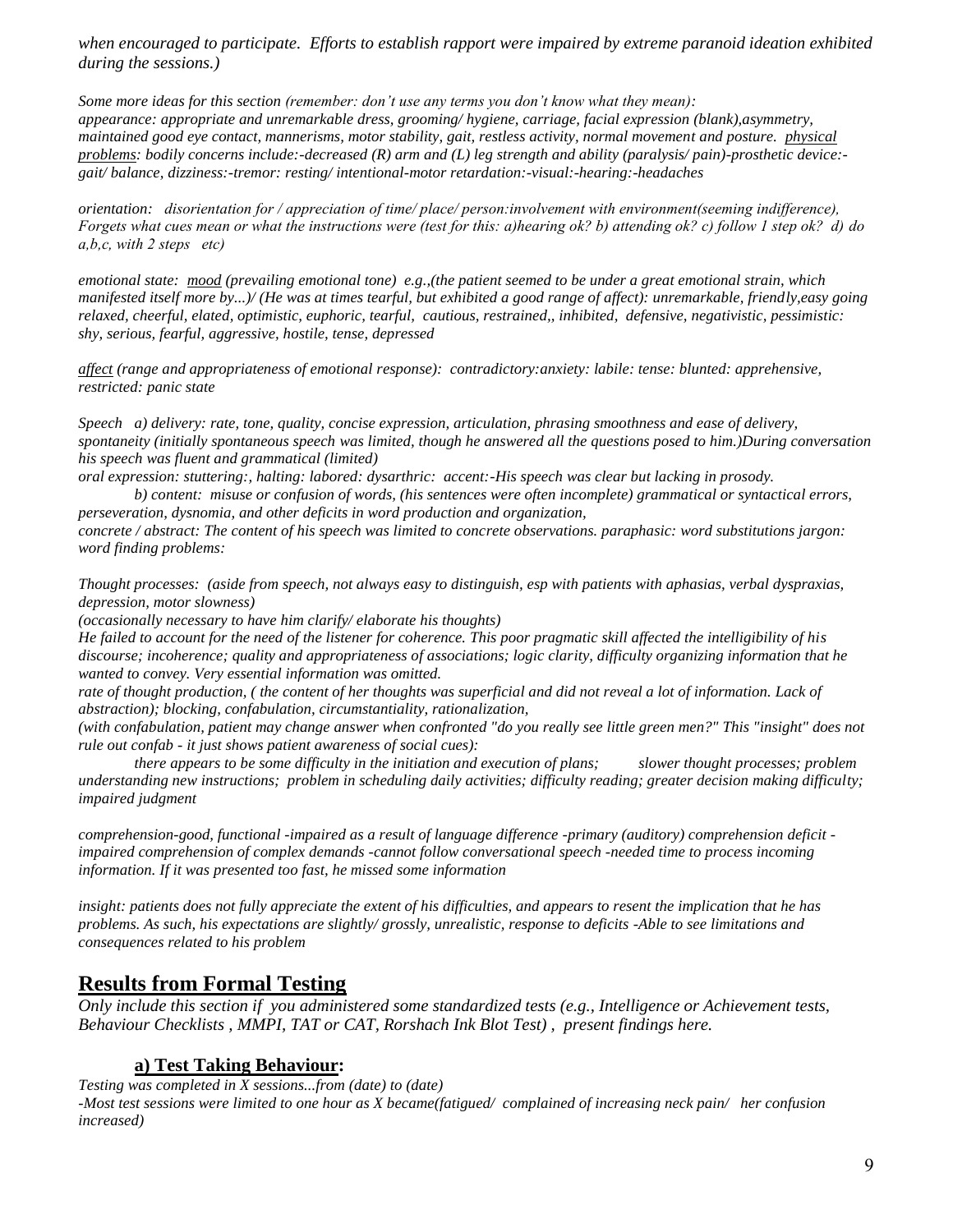*when encouraged to participate. Efforts to establish rapport were impaired by extreme paranoid ideation exhibited during the sessions.)*

*Some more ideas for this section (remember: don't use any terms you don't know what they mean):*
*appearance: appropriate and unremarkable dress, grooming/ hygiene, carriage, facial expression (blank),asymmetry, maintained good eye contact, mannerisms, motor stability, gait, restless activity, normal movement and posture. <u>physical problems</u>: bodily concerns include:-decreased (R) arm and (L) leg strength and ability (paralysis/ pain)-prosthetic device:-gait/ balance, dizziness:-tremor: resting/ intentional-motor retardation:-visual:-hearing:-headaches*

*orientation: disorientation for / appreciation of time/ place/ person:involvement with environment(seeming indifference), Forgets what cues mean or what the instructions were (test for this: a)hearing ok? b) attending ok? c) follow 1 step ok? d) do a,b,c, with 2 steps etc)*

*emotional state: <u>mood</u> (prevailing emotional tone) e.g.,(the patient seemed to be under a great emotional strain, which manifested itself more by...)/ (He was at times tearful, but exhibited a good range of affect): unremarkable, friendly,easy going relaxed, cheerful, elated, optimistic, euphoric, tearful, cautious, restrained,, inhibited, defensive, negativistic, pessimistic: shy, serious, fearful, aggressive, hostile, tense, depressed*

*<u>affect</u> (range and appropriateness of emotional response): contradictory:anxiety: labile: tense: blunted: apprehensive, restricted: panic state*

*Speech a) delivery: rate, tone, quality, concise expression, articulation, phrasing smoothness and ease of delivery, spontaneity (initially spontaneous speech was limited, though he answered all the questions posed to him.)During conversation his speech was fluent and grammatical (limited)*
*oral expression: stuttering:, halting: labored: dysarthric: accent:-His speech was clear but lacking in prosody.*

*b) content: misuse or confusion of words, (his sentences were often incomplete) grammatical or syntactical errors, perseveration, dysnomia, and other deficits in word production and organization,*
*concrete / abstract: The content of his speech was limited to concrete observations. paraphasic: word substitutions jargon: word finding problems:*

*Thought processes: (aside from speech, not always easy to distinguish, esp with patients with aphasias, verbal dyspraxias, depression, motor slowness)*
*(occasionally necessary to have him clarify/ elaborate his thoughts)*
*He failed to account for the need of the listener for coherence. This poor pragmatic skill affected the intelligibility of his discourse; incoherence; quality and appropriateness of associations; logic clarity, difficulty organizing information that he wanted to convey. Very essential information was omitted.*
*rate of thought production, ( the content of her thoughts was superficial and did not reveal a lot of information. Lack of abstraction); blocking, confabulation, circumstantiality, rationalization,*
*(with confabulation, patient may change answer when confronted "do you really see little green men?" This "insight" does not rule out confab - it just shows patient awareness of social cues):*

*there appears to be some difficulty in the initiation and execution of plans; slower thought processes; problem understanding new instructions; problem in scheduling daily activities; difficulty reading; greater decision making difficulty; impaired judgment*

*comprehension-good, functional -impaired as a result of language difference -primary (auditory) comprehension deficit -impaired comprehension of complex demands -cannot follow conversational speech -needed time to process incoming information. If it was presented too fast, he missed some information*

*insight: patients does not fully appreciate the extent of his difficulties, and appears to resent the implication that he has problems. As such, his expectations are slightly/ grossly, unrealistic, response to deficits -Able to see limitations and consequences related to his problem*

## <u>Results from Formal Testing</u>

*Only include this section if you administered some standardized tests (e.g., Intelligence or Achievement tests, Behaviour Checklists , MMPI, TAT or CAT, Rorshach Ink Blot Test) , present findings here.*

### <u>a) Test Taking Behaviour</u>:

*Testing was completed in X sessions...from (date) to (date)*
*-Most test sessions were limited to one hour as X became(fatigued/ complained of increasing neck pain/ her confusion increased)*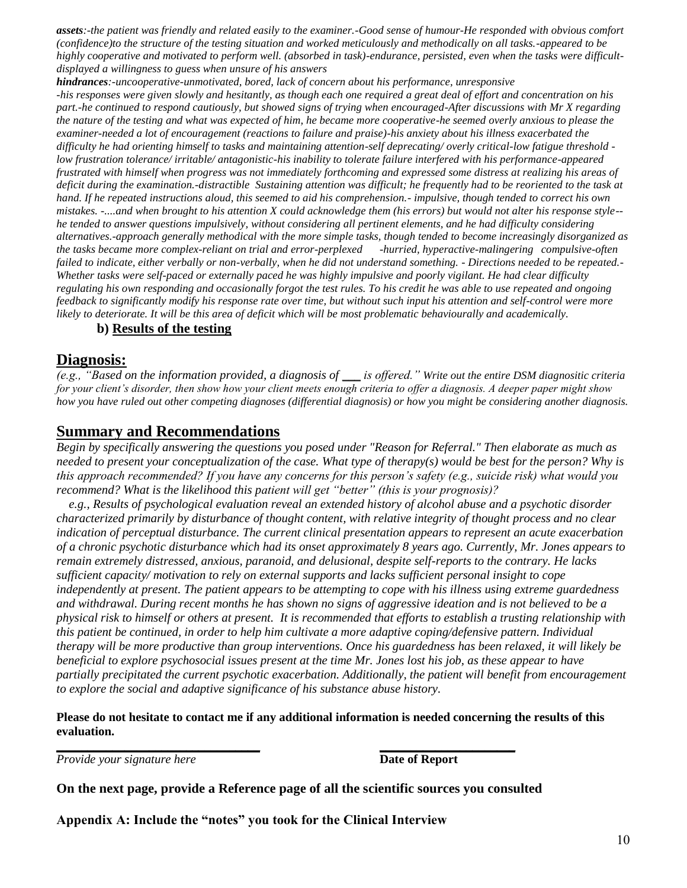***assets**:-the patient was friendly and related easily to the examiner.-Good sense of humour-He responded with obvious comfort (confidence)to the structure of the testing situation and worked meticulously and methodically on all tasks.-appeared to be highly cooperative and motivated to perform well. (absorbed in task)-endurance, persisted, even when the tasks were difficult-displayed a willingness to guess when unsure of his answers*

***hindrances**:-uncooperative-unmotivated, bored, lack of concern about his performance, unresponsive -his responses were given slowly and hesitantly, as though each one required a great deal of effort and concentration on his part.-he continued to respond cautiously, but showed signs of trying when encouraged-After discussions with Mr X regarding the nature of the testing and what was expected of him, he became more cooperative-he seemed overly anxious to please the examiner-needed a lot of encouragement (reactions to failure and praise)-his anxiety about his illness exacerbated the difficulty he had orienting himself to tasks and maintaining attention-self deprecating/ overly critical-low fatigue threshold - low frustration tolerance/ irritable/ antagonistic-his inability to tolerate failure interfered with his performance-appeared frustrated with himself when progress was not immediately forthcoming and expressed some distress at realizing his areas of deficit during the examination.-distractible Sustaining attention was difficult; he frequently had to be reoriented to the task at hand. If he repeated instructions aloud, this seemed to aid his comprehension.- impulsive, though tended to correct his own mistakes. -....and when brought to his attention X could acknowledge them (his errors) but would not alter his response style--he tended to answer questions impulsively, without considering all pertinent elements, and he had difficulty considering alternatives.-approach generally methodical with the more simple tasks, though tended to become increasingly disorganized as the tasks became more complex-reliant on trial and error-perplexed -hurried, hyperactive-malingering compulsive-often failed to indicate, either verbally or non-verbally, when he did not understand something. - Directions needed to be repeated.- Whether tasks were self-paced or externally paced he was highly impulsive and poorly vigilant. He had clear difficulty regulating his own responding and occasionally forgot the test rules. To his credit he was able to use repeated and ongoing feedback to significantly modify his response rate over time, but without such input his attention and self-control were more likely to deteriorate. It will be this area of deficit which will be most problematic behaviourally and academically.*

**b) Results of the testing**

## Diagnosis:

*(e.g., "Based on the information provided, a diagnosis of \_\_\_ is offered." Write out the entire DSM diagnositic criteria for your client's disorder, then show how your client meets enough criteria to offer a diagnosis. A deeper paper might show how you have ruled out other competing diagnoses (differential diagnosis) or how you might be considering another diagnosis.*

## Summary and Recommendations

*Begin by specifically answering the questions you posed under "Reason for Referral." Then elaborate as much as needed to present your conceptualization of the case. What type of therapy(s) would be best for the person? Why is this approach recommended? If you have any concerns for this person's safety (e.g., suicide risk) what would you recommend? What is the likelihood this patient will get "better" (this is your prognosis)?*

*e.g., Results of psychological evaluation reveal an extended history of alcohol abuse and a psychotic disorder characterized primarily by disturbance of thought content, with relative integrity of thought process and no clear indication of perceptual disturbance. The current clinical presentation appears to represent an acute exacerbation of a chronic psychotic disturbance which had its onset approximately 8 years ago. Currently, Mr. Jones appears to remain extremely distressed, anxious, paranoid, and delusional, despite self-reports to the contrary. He lacks sufficient capacity/ motivation to rely on external supports and lacks sufficient personal insight to cope independently at present. The patient appears to be attempting to cope with his illness using extreme guardedness and withdrawal. During recent months he has shown no signs of aggressive ideation and is not believed to be a physical risk to himself or others at present. It is recommended that efforts to establish a trusting relationship with this patient be continued, in order to help him cultivate a more adaptive coping/defensive pattern. Individual therapy will be more productive than group interventions. Once his guardedness has been relaxed, it will likely be beneficial to explore psychosocial issues present at the time Mr. Jones lost his job, as these appear to have partially precipitated the current psychotic exacerbation. Additionally, the patient will benefit from encouragement to explore the social and adaptive significance of his substance abuse history.*

**Please do not hesitate to contact me if any additional information is needed concerning the results of this evaluation.**

\_\_\_\_\_\_\_\_\_\_\_\_\_\_\_\_\_\_\_\_\_\_\_\_\_\_\_\_\_\_ \_\_\_\_\_\_\_\_\_\_\_\_\_\_\_\_\_\_\_\_

*Provide your signature here* **Date of Report**

**On the next page, provide a Reference page of all the scientific sources you consulted**

**Appendix A: Include the "notes" you took for the Clinical Interview**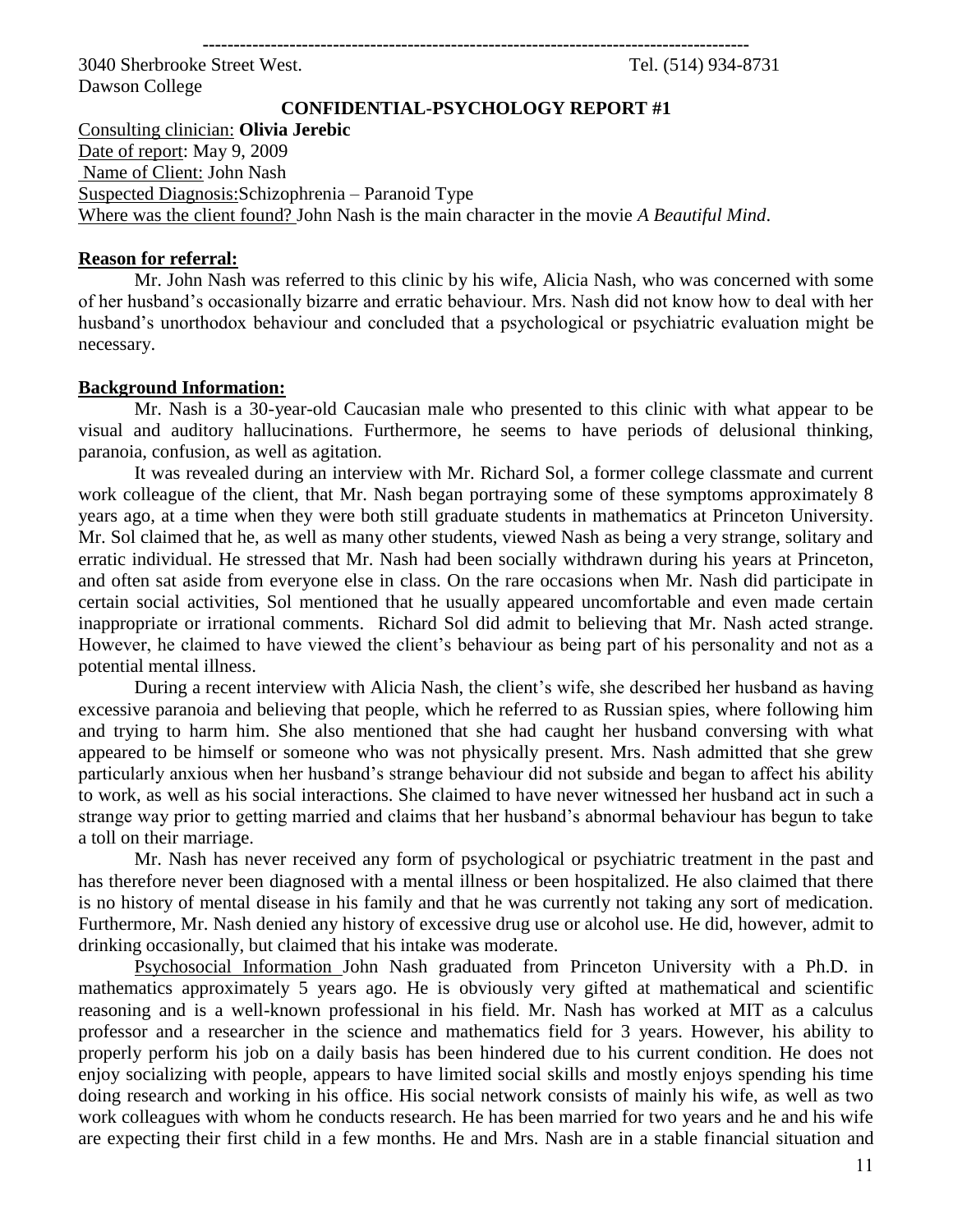3040 Sherbrooke Street West.  Tel. (514) 934-8731

Dawson College

**CONFIDENTIAL-PSYCHOLOGY REPORT #1**

Consulting clinician: **Olivia Jerebic**

Date of report: May 9, 2009

Name of Client: John Nash

Suspected Diagnosis: Schizophrenia – Paranoid Type

Where was the client found? John Nash is the main character in the movie *A Beautiful Mind*.

**Reason for referral:**

Mr. John Nash was referred to this clinic by his wife, Alicia Nash, who was concerned with some of her husband's occasionally bizarre and erratic behaviour. Mrs. Nash did not know how to deal with her husband's unorthodox behaviour and concluded that a psychological or psychiatric evaluation might be necessary.

**Background Information:**

Mr. Nash is a 30-year-old Caucasian male who presented to this clinic with what appear to be visual and auditory hallucinations. Furthermore, he seems to have periods of delusional thinking, paranoia, confusion, as well as agitation.

It was revealed during an interview with Mr. Richard Sol, a former college classmate and current work colleague of the client, that Mr. Nash began portraying some of these symptoms approximately 8 years ago, at a time when they were both still graduate students in mathematics at Princeton University. Mr. Sol claimed that he, as well as many other students, viewed Nash as being a very strange, solitary and erratic individual. He stressed that Mr. Nash had been socially withdrawn during his years at Princeton, and often sat aside from everyone else in class. On the rare occasions when Mr. Nash did participate in certain social activities, Sol mentioned that he usually appeared uncomfortable and even made certain inappropriate or irrational comments. Richard Sol did admit to believing that Mr. Nash acted strange. However, he claimed to have viewed the client's behaviour as being part of his personality and not as a potential mental illness.

During a recent interview with Alicia Nash, the client's wife, she described her husband as having excessive paranoia and believing that people, which he referred to as Russian spies, where following him and trying to harm him. She also mentioned that she had caught her husband conversing with what appeared to be himself or someone who was not physically present. Mrs. Nash admitted that she grew particularly anxious when her husband's strange behaviour did not subside and began to affect his ability to work, as well as his social interactions. She claimed to have never witnessed her husband act in such a strange way prior to getting married and claims that her husband's abnormal behaviour has begun to take a toll on their marriage.

Mr. Nash has never received any form of psychological or psychiatric treatment in the past and has therefore never been diagnosed with a mental illness or been hospitalized. He also claimed that there is no history of mental disease in his family and that he was currently not taking any sort of medication. Furthermore, Mr. Nash denied any history of excessive drug use or alcohol use. He did, however, admit to drinking occasionally, but claimed that his intake was moderate.

Psychosocial Information John Nash graduated from Princeton University with a Ph.D. in mathematics approximately 5 years ago. He is obviously very gifted at mathematical and scientific reasoning and is a well-known professional in his field. Mr. Nash has worked at MIT as a calculus professor and a researcher in the science and mathematics field for 3 years. However, his ability to properly perform his job on a daily basis has been hindered due to his current condition. He does not enjoy socializing with people, appears to have limited social skills and mostly enjoys spending his time doing research and working in his office. His social network consists of mainly his wife, as well as two work colleagues with whom he conducts research. He has been married for two years and he and his wife are expecting their first child in a few months. He and Mrs. Nash are in a stable financial situation and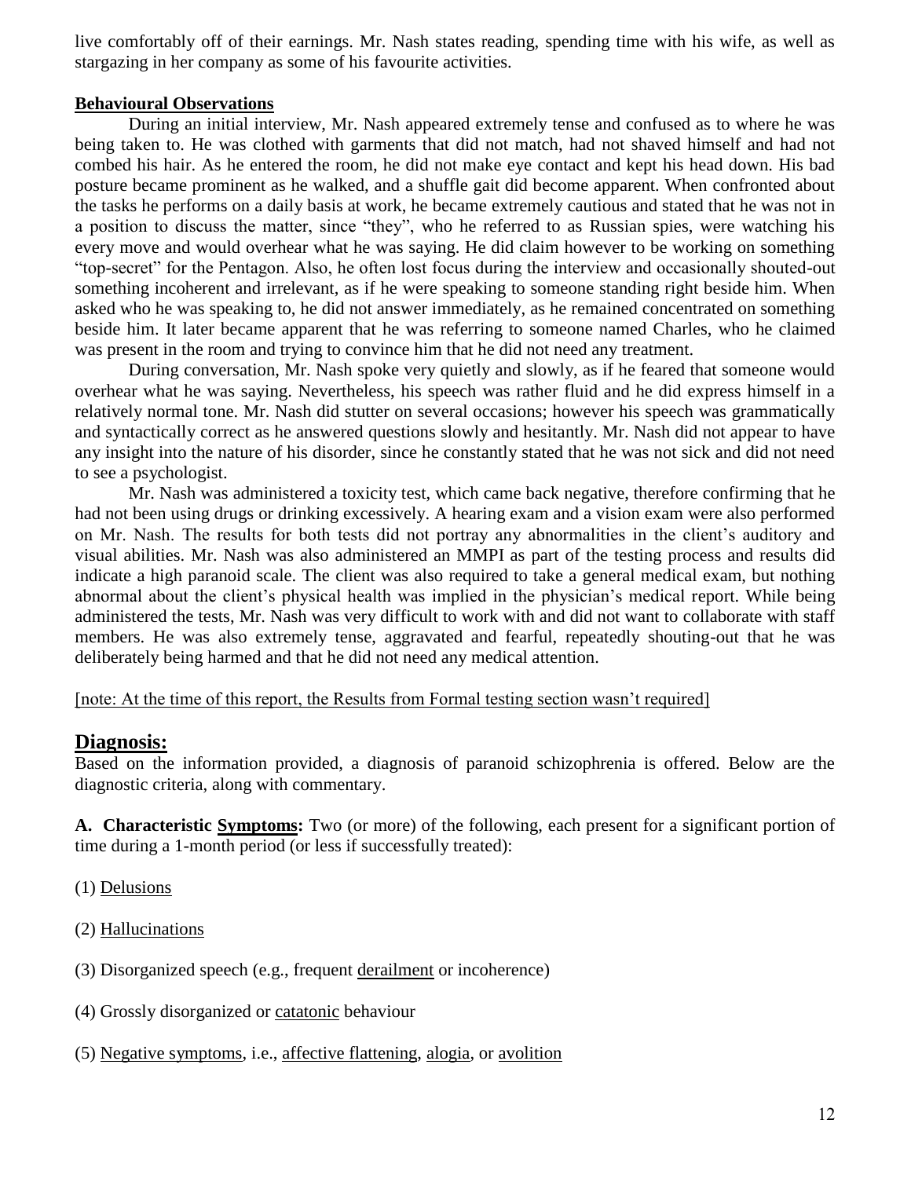live comfortably off of their earnings. Mr. Nash states reading, spending time with his wife, as well as stargazing in her company as some of his favourite activities.

**Behavioural Observations**

During an initial interview, Mr. Nash appeared extremely tense and confused as to where he was being taken to. He was clothed with garments that did not match, had not shaved himself and had not combed his hair. As he entered the room, he did not make eye contact and kept his head down. His bad posture became prominent as he walked, and a shuffle gait did become apparent. When confronted about the tasks he performs on a daily basis at work, he became extremely cautious and stated that he was not in a position to discuss the matter, since "they", who he referred to as Russian spies, were watching his every move and would overhear what he was saying. He did claim however to be working on something "top-secret" for the Pentagon. Also, he often lost focus during the interview and occasionally shouted-out something incoherent and irrelevant, as if he were speaking to someone standing right beside him. When asked who he was speaking to, he did not answer immediately, as he remained concentrated on something beside him. It later became apparent that he was referring to someone named Charles, who he claimed was present in the room and trying to convince him that he did not need any treatment.

During conversation, Mr. Nash spoke very quietly and slowly, as if he feared that someone would overhear what he was saying. Nevertheless, his speech was rather fluid and he did express himself in a relatively normal tone. Mr. Nash did stutter on several occasions; however his speech was grammatically and syntactically correct as he answered questions slowly and hesitantly. Mr. Nash did not appear to have any insight into the nature of his disorder, since he constantly stated that he was not sick and did not need to see a psychologist.

Mr. Nash was administered a toxicity test, which came back negative, therefore confirming that he had not been using drugs or drinking excessively. A hearing exam and a vision exam were also performed on Mr. Nash. The results for both tests did not portray any abnormalities in the client's auditory and visual abilities. Mr. Nash was also administered an MMPI as part of the testing process and results did indicate a high paranoid scale. The client was also required to take a general medical exam, but nothing abnormal about the client's physical health was implied in the physician's medical report. While being administered the tests, Mr. Nash was very difficult to work with and did not want to collaborate with staff members. He was also extremely tense, aggravated and fearful, repeatedly shouting-out that he was deliberately being harmed and that he did not need any medical attention.

<u>[note: At the time of this report, the Results from Formal testing section wasn't required]</u>

## Diagnosis:

Based on the information provided, a diagnosis of paranoid schizophrenia is offered. Below are the diagnostic criteria, along with commentary.

**A. Characteristic <u>Symptoms</u>:** Two (or more) of the following, each present for a significant portion of time during a 1-month period (or less if successfully treated):

(1) <u>Delusions</u>

(2) <u>Hallucinations</u>

(3) Disorganized speech (e.g., frequent <u>derailment</u> or incoherence)

(4) Grossly disorganized or <u>catatonic</u> behaviour

(5) <u>Negative symptoms</u>, i.e., <u>affective flattening</u>, <u>alogia</u>, or <u>avolition</u>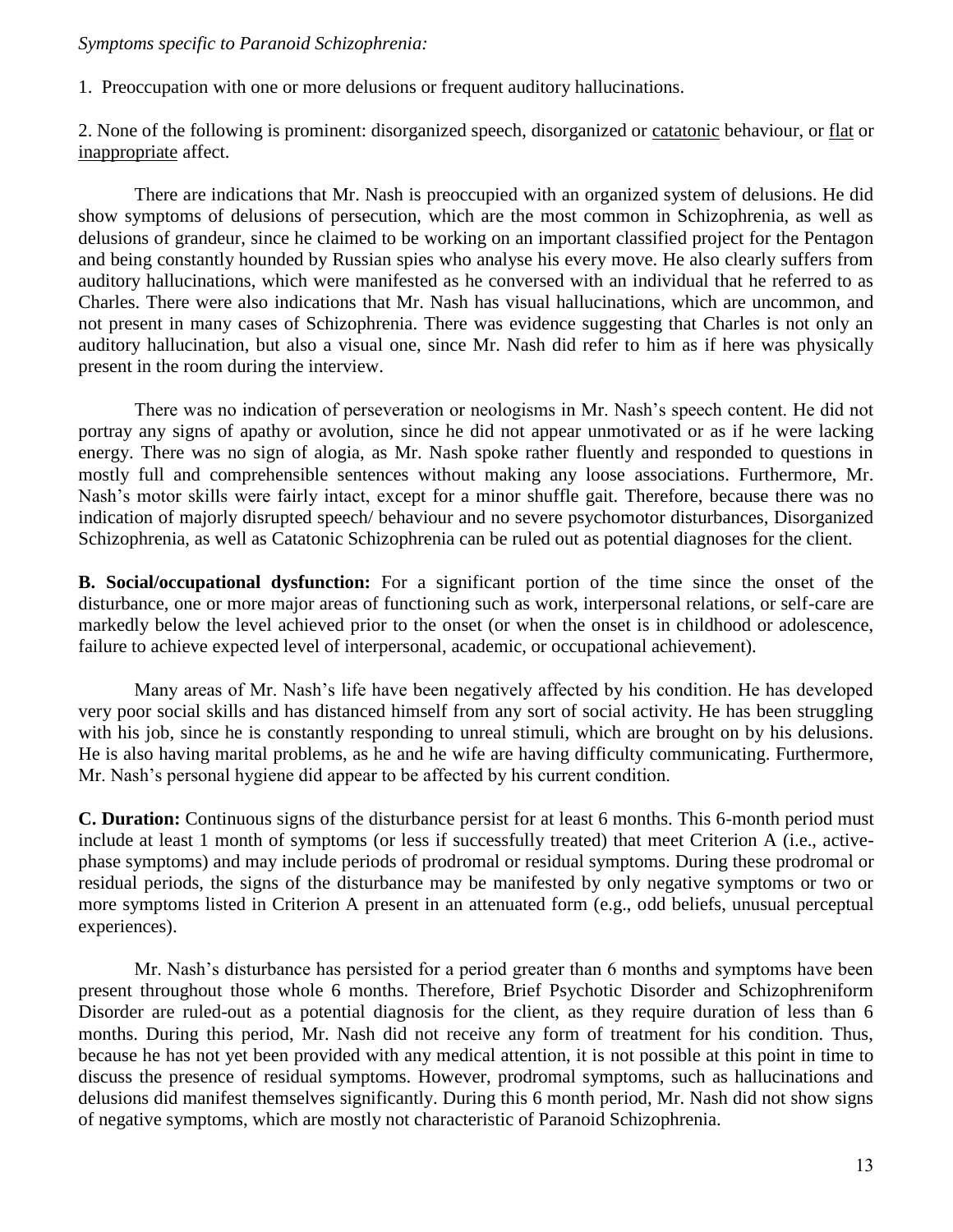*Symptoms specific to Paranoid Schizophrenia:*

1. Preoccupation with one or more delusions or frequent auditory hallucinations.

2. None of the following is prominent: disorganized speech, disorganized or <u>catatonic</u> behaviour, or <u>flat</u> or <u>inappropriate</u> affect.

There are indications that Mr. Nash is preoccupied with an organized system of delusions. He did show symptoms of delusions of persecution, which are the most common in Schizophrenia, as well as delusions of grandeur, since he claimed to be working on an important classified project for the Pentagon and being constantly hounded by Russian spies who analyse his every move. He also clearly suffers from auditory hallucinations, which were manifested as he conversed with an individual that he referred to as Charles. There were also indications that Mr. Nash has visual hallucinations, which are uncommon, and not present in many cases of Schizophrenia. There was evidence suggesting that Charles is not only an auditory hallucination, but also a visual one, since Mr. Nash did refer to him as if here was physically present in the room during the interview.

There was no indication of perseveration or neologisms in Mr. Nash's speech content. He did not portray any signs of apathy or avolution, since he did not appear unmotivated or as if he were lacking energy. There was no sign of alogia, as Mr. Nash spoke rather fluently and responded to questions in mostly full and comprehensible sentences without making any loose associations. Furthermore, Mr. Nash's motor skills were fairly intact, except for a minor shuffle gait. Therefore, because there was no indication of majorly disrupted speech/ behaviour and no severe psychomotor disturbances, Disorganized Schizophrenia, as well as Catatonic Schizophrenia can be ruled out as potential diagnoses for the client.

**B. Social/occupational dysfunction:** For a significant portion of the time since the onset of the disturbance, one or more major areas of functioning such as work, interpersonal relations, or self-care are markedly below the level achieved prior to the onset (or when the onset is in childhood or adolescence, failure to achieve expected level of interpersonal, academic, or occupational achievement).

Many areas of Mr. Nash's life have been negatively affected by his condition. He has developed very poor social skills and has distanced himself from any sort of social activity. He has been struggling with his job, since he is constantly responding to unreal stimuli, which are brought on by his delusions. He is also having marital problems, as he and he wife are having difficulty communicating. Furthermore, Mr. Nash's personal hygiene did appear to be affected by his current condition.

**C. Duration:** Continuous signs of the disturbance persist for at least 6 months. This 6-month period must include at least 1 month of symptoms (or less if successfully treated) that meet Criterion A (i.e., active-phase symptoms) and may include periods of prodromal or residual symptoms. During these prodromal or residual periods, the signs of the disturbance may be manifested by only negative symptoms or two or more symptoms listed in Criterion A present in an attenuated form (e.g., odd beliefs, unusual perceptual experiences).

Mr. Nash's disturbance has persisted for a period greater than 6 months and symptoms have been present throughout those whole 6 months. Therefore, Brief Psychotic Disorder and Schizophreniform Disorder are ruled-out as a potential diagnosis for the client, as they require duration of less than 6 months. During this period, Mr. Nash did not receive any form of treatment for his condition. Thus, because he has not yet been provided with any medical attention, it is not possible at this point in time to discuss the presence of residual symptoms. However, prodromal symptoms, such as hallucinations and delusions did manifest themselves significantly. During this 6 month period, Mr. Nash did not show signs of negative symptoms, which are mostly not characteristic of Paranoid Schizophrenia.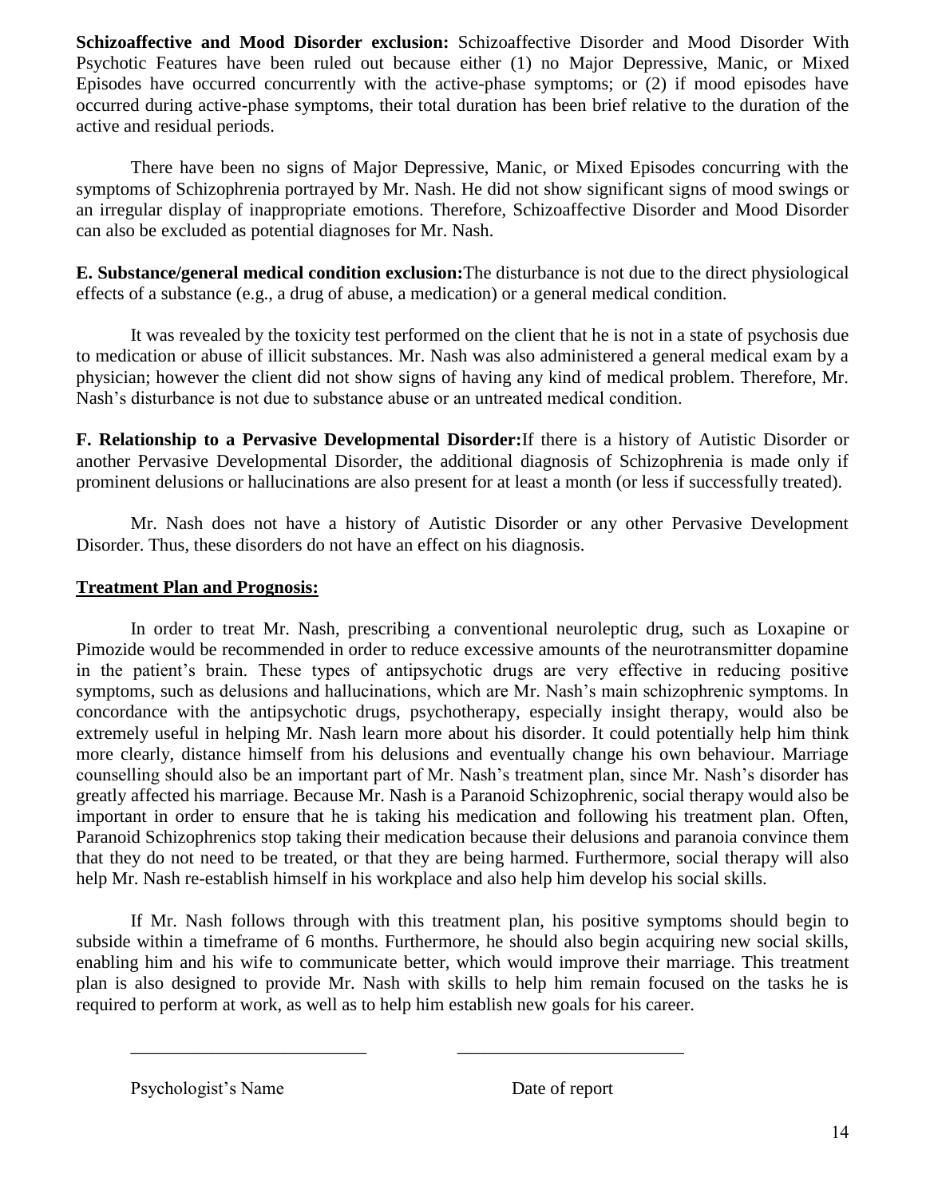**Schizoaffective and Mood Disorder exclusion:** Schizoaffective Disorder and Mood Disorder With Psychotic Features have been ruled out because either (1) no Major Depressive, Manic, or Mixed Episodes have occurred concurrently with the active-phase symptoms; or (2) if mood episodes have occurred during active-phase symptoms, their total duration has been brief relative to the duration of the active and residual periods.

There have been no signs of Major Depressive, Manic, or Mixed Episodes concurring with the symptoms of Schizophrenia portrayed by Mr. Nash. He did not show significant signs of mood swings or an irregular display of inappropriate emotions. Therefore, Schizoaffective Disorder and Mood Disorder can also be excluded as potential diagnoses for Mr. Nash.

**E. Substance/general medical condition exclusion:**The disturbance is not due to the direct physiological effects of a substance (e.g., a drug of abuse, a medication) or a general medical condition.

It was revealed by the toxicity test performed on the client that he is not in a state of psychosis due to medication or abuse of illicit substances. Mr. Nash was also administered a general medical exam by a physician; however the client did not show signs of having any kind of medical problem. Therefore, Mr. Nash's disturbance is not due to substance abuse or an untreated medical condition.

**F. Relationship to a Pervasive Developmental Disorder:**If there is a history of Autistic Disorder or another Pervasive Developmental Disorder, the additional diagnosis of Schizophrenia is made only if prominent delusions or hallucinations are also present for at least a month (or less if successfully treated).

Mr. Nash does not have a history of Autistic Disorder or any other Pervasive Development Disorder. Thus, these disorders do not have an effect on his diagnosis.

**Treatment Plan and Prognosis:**

In order to treat Mr. Nash, prescribing a conventional neuroleptic drug, such as Loxapine or Pimozide would be recommended in order to reduce excessive amounts of the neurotransmitter dopamine in the patient's brain. These types of antipsychotic drugs are very effective in reducing positive symptoms, such as delusions and hallucinations, which are Mr. Nash's main schizophrenic symptoms. In concordance with the antipsychotic drugs, psychotherapy, especially insight therapy, would also be extremely useful in helping Mr. Nash learn more about his disorder. It could potentially help him think more clearly, distance himself from his delusions and eventually change his own behaviour. Marriage counselling should also be an important part of Mr. Nash's treatment plan, since Mr. Nash's disorder has greatly affected his marriage. Because Mr. Nash is a Paranoid Schizophrenic, social therapy would also be important in order to ensure that he is taking his medication and following his treatment plan. Often, Paranoid Schizophrenics stop taking their medication because their delusions and paranoia convince them that they do not need to be treated, or that they are being harmed. Furthermore, social therapy will also help Mr. Nash re-establish himself in his workplace and also help him develop his social skills.

If Mr. Nash follows through with this treatment plan, his positive symptoms should begin to subside within a timeframe of 6 months. Furthermore, he should also begin acquiring new social skills, enabling him and his wife to communicate better, which would improve their marriage. This treatment plan is also designed to provide Mr. Nash with skills to help him remain focused on the tasks he is required to perform at work, as well as to help him establish new goals for his career.

\_\_\_\_\_\_\_\_\_\_\_\_\_\_\_\_\_\_\_\_\_\_\_\_\_\_ \_\_\_\_\_\_\_\_\_\_\_\_\_\_\_\_\_\_\_\_\_\_\_\_\_\_

Psychologist's Name Date of report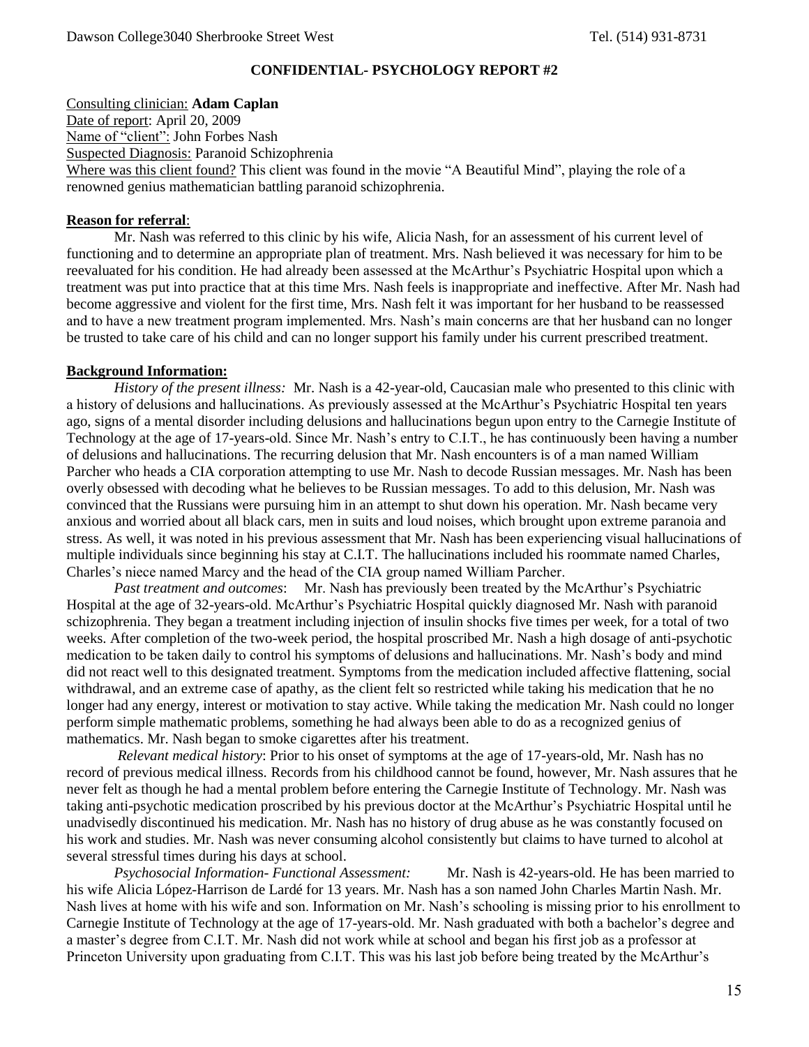Dawson College3040 Sherbrooke Street West Tel. (514) 931-8731

**CONFIDENTIAL- PSYCHOLOGY REPORT #2**

Consulting clinician: **Adam Caplan**
Date of report: April 20, 2009
Name of "client": John Forbes Nash
Suspected Diagnosis: Paranoid Schizophrenia
Where was this client found? This client was found in the movie "A Beautiful Mind", playing the role of a renowned genius mathematician battling paranoid schizophrenia.

**Reason for referral**:

Mr. Nash was referred to this clinic by his wife, Alicia Nash, for an assessment of his current level of functioning and to determine an appropriate plan of treatment. Mrs. Nash believed it was necessary for him to be reevaluated for his condition. He had already been assessed at the McArthur's Psychiatric Hospital upon which a treatment was put into practice that at this time Mrs. Nash feels is inappropriate and ineffective. After Mr. Nash had become aggressive and violent for the first time, Mrs. Nash felt it was important for her husband to be reassessed and to have a new treatment program implemented. Mrs. Nash's main concerns are that her husband can no longer be trusted to take care of his child and can no longer support his family under his current prescribed treatment.

**Background Information:**

*History of the present illness:* Mr. Nash is a 42-year-old, Caucasian male who presented to this clinic with a history of delusions and hallucinations. As previously assessed at the McArthur's Psychiatric Hospital ten years ago, signs of a mental disorder including delusions and hallucinations begun upon entry to the Carnegie Institute of Technology at the age of 17-years-old. Since Mr. Nash's entry to C.I.T., he has continuously been having a number of delusions and hallucinations. The recurring delusion that Mr. Nash encounters is of a man named William Parcher who heads a CIA corporation attempting to use Mr. Nash to decode Russian messages. Mr. Nash has been overly obsessed with decoding what he believes to be Russian messages. To add to this delusion, Mr. Nash was convinced that the Russians were pursuing him in an attempt to shut down his operation. Mr. Nash became very anxious and worried about all black cars, men in suits and loud noises, which brought upon extreme paranoia and stress. As well, it was noted in his previous assessment that Mr. Nash has been experiencing visual hallucinations of multiple individuals since beginning his stay at C.I.T. The hallucinations included his roommate named Charles, Charles's niece named Marcy and the head of the CIA group named William Parcher.

*Past treatment and outcomes*: Mr. Nash has previously been treated by the McArthur's Psychiatric Hospital at the age of 32-years-old. McArthur's Psychiatric Hospital quickly diagnosed Mr. Nash with paranoid schizophrenia. They began a treatment including injection of insulin shocks five times per week, for a total of two weeks. After completion of the two-week period, the hospital proscribed Mr. Nash a high dosage of anti-psychotic medication to be taken daily to control his symptoms of delusions and hallucinations. Mr. Nash's body and mind did not react well to this designated treatment. Symptoms from the medication included affective flattening, social withdrawal, and an extreme case of apathy, as the client felt so restricted while taking his medication that he no longer had any energy, interest or motivation to stay active. While taking the medication Mr. Nash could no longer perform simple mathematic problems, something he had always been able to do as a recognized genius of mathematics. Mr. Nash began to smoke cigarettes after his treatment.

*Relevant medical history*: Prior to his onset of symptoms at the age of 17-years-old, Mr. Nash has no record of previous medical illness. Records from his childhood cannot be found, however, Mr. Nash assures that he never felt as though he had a mental problem before entering the Carnegie Institute of Technology. Mr. Nash was taking anti-psychotic medication proscribed by his previous doctor at the McArthur's Psychiatric Hospital until he unadvisedly discontinued his medication. Mr. Nash has no history of drug abuse as he was constantly focused on his work and studies. Mr. Nash was never consuming alcohol consistently but claims to have turned to alcohol at several stressful times during his days at school.

*Psychosocial Information- Functional Assessment:* Mr. Nash is 42-years-old. He has been married to his wife Alicia López-Harrison de Lardé for 13 years. Mr. Nash has a son named John Charles Martin Nash. Mr. Nash lives at home with his wife and son. Information on Mr. Nash's schooling is missing prior to his enrollment to Carnegie Institute of Technology at the age of 17-years-old. Mr. Nash graduated with both a bachelor's degree and a master's degree from C.I.T. Mr. Nash did not work while at school and began his first job as a professor at Princeton University upon graduating from C.I.T. This was his last job before being treated by the McArthur's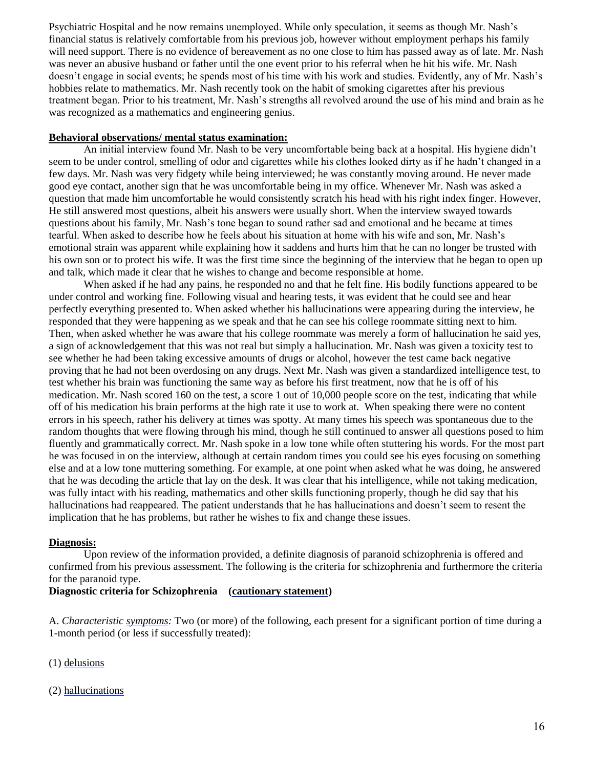Psychiatric Hospital and he now remains unemployed. While only speculation, it seems as though Mr. Nash's financial status is relatively comfortable from his previous job, however without employment perhaps his family will need support. There is no evidence of bereavement as no one close to him has passed away as of late. Mr. Nash was never an abusive husband or father until the one event prior to his referral when he hit his wife. Mr. Nash doesn't engage in social events; he spends most of his time with his work and studies. Evidently, any of Mr. Nash's hobbies relate to mathematics. Mr. Nash recently took on the habit of smoking cigarettes after his previous treatment began. Prior to his treatment, Mr. Nash's strengths all revolved around the use of his mind and brain as he was recognized as a mathematics and engineering genius.

## Behavioral observations/ mental status examination:

An initial interview found Mr. Nash to be very uncomfortable being back at a hospital. His hygiene didn't seem to be under control, smelling of odor and cigarettes while his clothes looked dirty as if he hadn't changed in a few days. Mr. Nash was very fidgety while being interviewed; he was constantly moving around. He never made good eye contact, another sign that he was uncomfortable being in my office. Whenever Mr. Nash was asked a question that made him uncomfortable he would consistently scratch his head with his right index finger. However, He still answered most questions, albeit his answers were usually short. When the interview swayed towards questions about his family, Mr. Nash's tone began to sound rather sad and emotional and he became at times tearful. When asked to describe how he feels about his situation at home with his wife and son, Mr. Nash's emotional strain was apparent while explaining how it saddens and hurts him that he can no longer be trusted with his own son or to protect his wife. It was the first time since the beginning of the interview that he began to open up and talk, which made it clear that he wishes to change and become responsible at home.

When asked if he had any pains, he responded no and that he felt fine. His bodily functions appeared to be under control and working fine. Following visual and hearing tests, it was evident that he could see and hear perfectly everything presented to. When asked whether his hallucinations were appearing during the interview, he responded that they were happening as we speak and that he can see his college roommate sitting next to him. Then, when asked whether he was aware that his college roommate was merely a form of hallucination he said yes, a sign of acknowledgement that this was not real but simply a hallucination. Mr. Nash was given a toxicity test to see whether he had been taking excessive amounts of drugs or alcohol, however the test came back negative proving that he had not been overdosing on any drugs. Next Mr. Nash was given a standardized intelligence test, to test whether his brain was functioning the same way as before his first treatment, now that he is off of his medication. Mr. Nash scored 160 on the test, a score 1 out of 10,000 people score on the test, indicating that while off of his medication his brain performs at the high rate it use to work at. When speaking there were no content errors in his speech, rather his delivery at times was spotty. At many times his speech was spontaneous due to the random thoughts that were flowing through his mind, though he still continued to answer all questions posed to him fluently and grammatically correct. Mr. Nash spoke in a low tone while often stuttering his words. For the most part he was focused in on the interview, although at certain random times you could see his eyes focusing on something else and at a low tone muttering something. For example, at one point when asked what he was doing, he answered that he was decoding the article that lay on the desk. It was clear that his intelligence, while not taking medication, was fully intact with his reading, mathematics and other skills functioning properly, though he did say that his hallucinations had reappeared. The patient understands that he has hallucinations and doesn't seem to resent the implication that he has problems, but rather he wishes to fix and change these issues.

## Diagnosis:

Upon review of the information provided, a definite diagnosis of paranoid schizophrenia is offered and confirmed from his previous assessment. The following is the criteria for schizophrenia and furthermore the criteria for the paranoid type.

**Diagnostic criteria for Schizophrenia (cautionary statement)**

A. *Characteristic symptoms:* Two (or more) of the following, each present for a significant portion of time during a 1-month period (or less if successfully treated):

(1) delusions

(2) hallucinations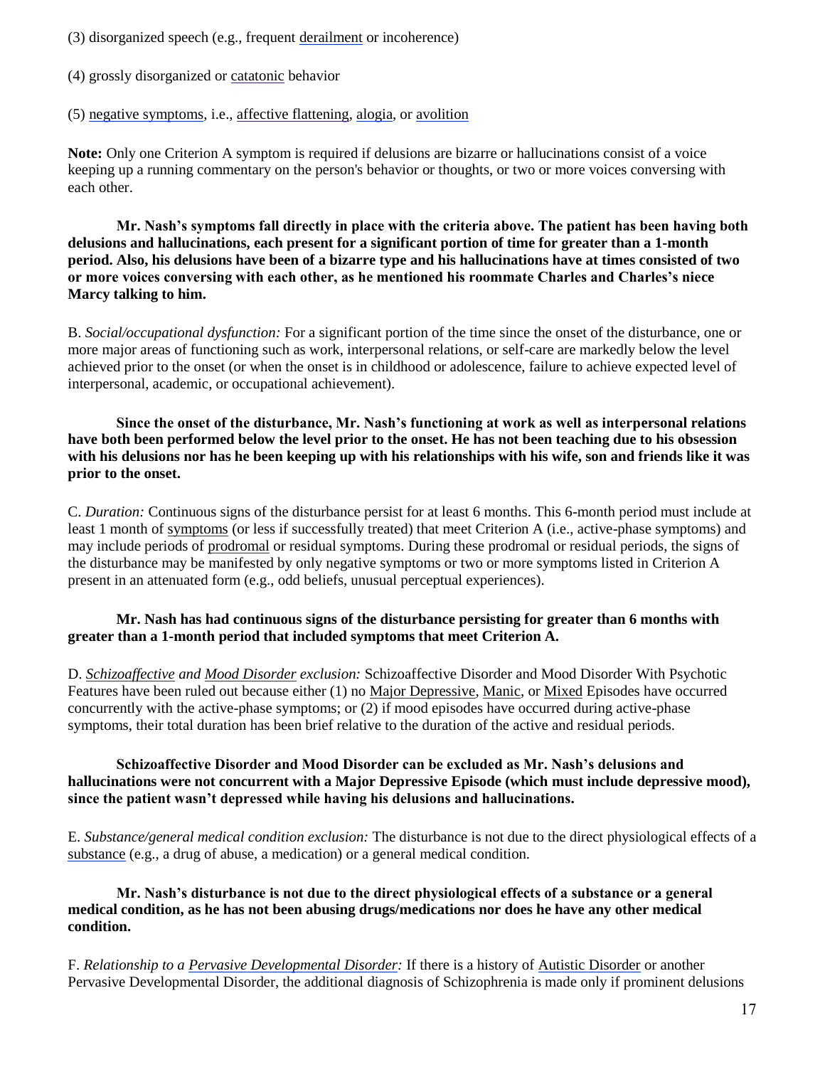(3) disorganized speech (e.g., frequent derailment or incoherence)

(4) grossly disorganized or catatonic behavior

(5) negative symptoms, i.e., affective flattening, alogia, or avolition

**Note:** Only one Criterion A symptom is required if delusions are bizarre or hallucinations consist of a voice keeping up a running commentary on the person's behavior or thoughts, or two or more voices conversing with each other.

**Mr. Nash's symptoms fall directly in place with the criteria above. The patient has been having both delusions and hallucinations, each present for a significant portion of time for greater than a 1-month period. Also, his delusions have been of a bizarre type and his hallucinations have at times consisted of two or more voices conversing with each other, as he mentioned his roommate Charles and Charles's niece Marcy talking to him.**

B. *Social/occupational dysfunction:* For a significant portion of the time since the onset of the disturbance, one or more major areas of functioning such as work, interpersonal relations, or self-care are markedly below the level achieved prior to the onset (or when the onset is in childhood or adolescence, failure to achieve expected level of interpersonal, academic, or occupational achievement).

**Since the onset of the disturbance, Mr. Nash's functioning at work as well as interpersonal relations have both been performed below the level prior to the onset. He has not been teaching due to his obsession with his delusions nor has he been keeping up with his relationships with his wife, son and friends like it was prior to the onset.**

C. *Duration:* Continuous signs of the disturbance persist for at least 6 months. This 6-month period must include at least 1 month of symptoms (or less if successfully treated) that meet Criterion A (i.e., active-phase symptoms) and may include periods of prodromal or residual symptoms. During these prodromal or residual periods, the signs of the disturbance may be manifested by only negative symptoms or two or more symptoms listed in Criterion A present in an attenuated form (e.g., odd beliefs, unusual perceptual experiences).

**Mr. Nash has had continuous signs of the disturbance persisting for greater than 6 months with greater than a 1-month period that included symptoms that meet Criterion A.**

D. *Schizoaffective and Mood Disorder exclusion:* Schizoaffective Disorder and Mood Disorder With Psychotic Features have been ruled out because either (1) no Major Depressive, Manic, or Mixed Episodes have occurred concurrently with the active-phase symptoms; or (2) if mood episodes have occurred during active-phase symptoms, their total duration has been brief relative to the duration of the active and residual periods.

**Schizoaffective Disorder and Mood Disorder can be excluded as Mr. Nash's delusions and hallucinations were not concurrent with a Major Depressive Episode (which must include depressive mood), since the patient wasn't depressed while having his delusions and hallucinations.**

E. *Substance/general medical condition exclusion:* The disturbance is not due to the direct physiological effects of a substance (e.g., a drug of abuse, a medication) or a general medical condition.

**Mr. Nash's disturbance is not due to the direct physiological effects of a substance or a general medical condition, as he has not been abusing drugs/medications nor does he have any other medical condition.**

F. *Relationship to a Pervasive Developmental Disorder:* If there is a history of Autistic Disorder or another Pervasive Developmental Disorder, the additional diagnosis of Schizophrenia is made only if prominent delusions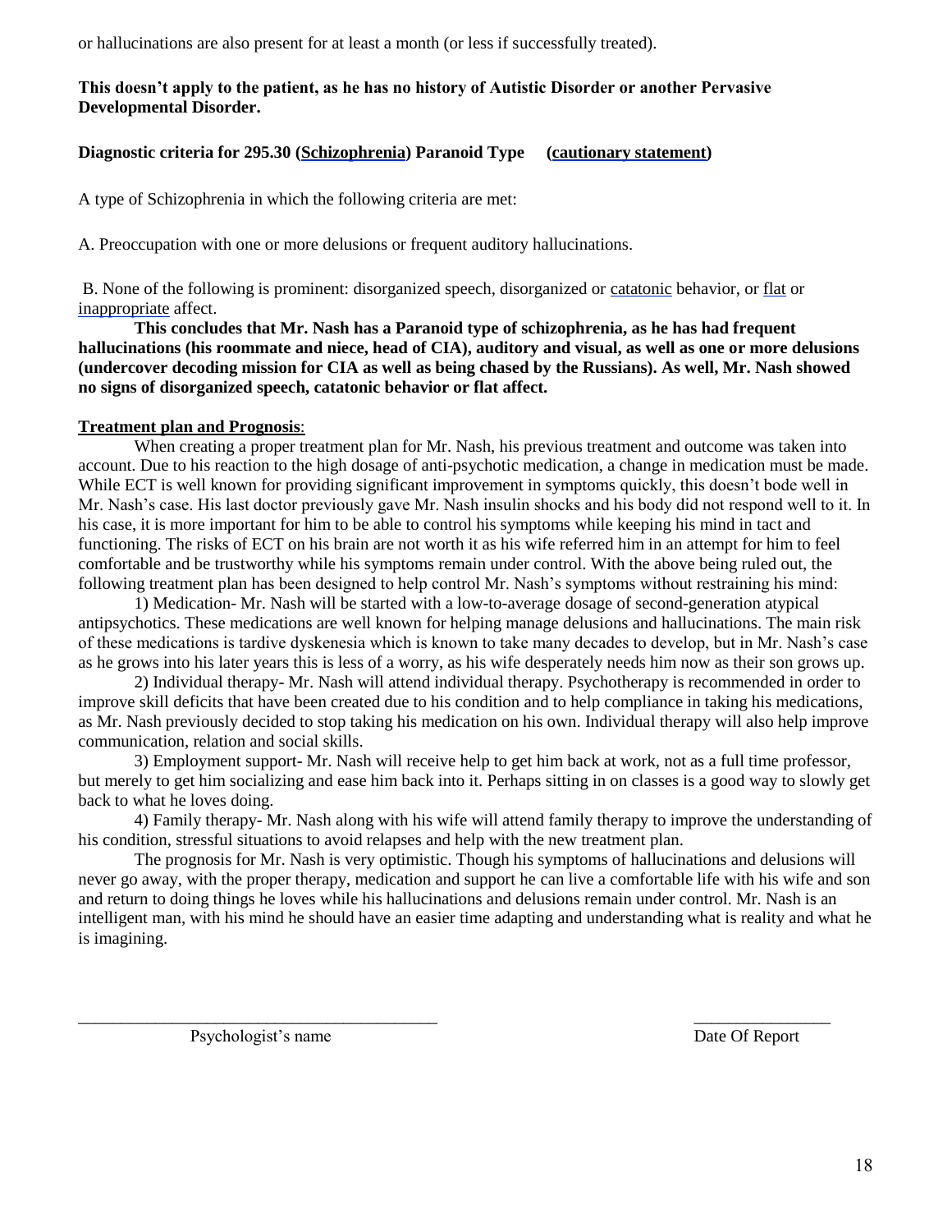or hallucinations are also present for at least a month (or less if successfully treated).

**This doesn't apply to the patient, as he has no history of Autistic Disorder or another Pervasive Developmental Disorder.**

**Diagnostic criteria for 295.30 (Schizophrenia) Paranoid Type (cautionary statement)**

A type of Schizophrenia in which the following criteria are met:

A. Preoccupation with one or more delusions or frequent auditory hallucinations.

B. None of the following is prominent: disorganized speech, disorganized or catatonic behavior, or flat or inappropriate affect.

**This concludes that Mr. Nash has a Paranoid type of schizophrenia, as he has had frequent hallucinations (his roommate and niece, head of CIA), auditory and visual, as well as one or more delusions (undercover decoding mission for CIA as well as being chased by the Russians). As well, Mr. Nash showed no signs of disorganized speech, catatonic behavior or flat affect.**

**Treatment plan and Prognosis**:

When creating a proper treatment plan for Mr. Nash, his previous treatment and outcome was taken into account. Due to his reaction to the high dosage of anti-psychotic medication, a change in medication must be made. While ECT is well known for providing significant improvement in symptoms quickly, this doesn't bode well in Mr. Nash's case. His last doctor previously gave Mr. Nash insulin shocks and his body did not respond well to it. In his case, it is more important for him to be able to control his symptoms while keeping his mind in tact and functioning. The risks of ECT on his brain are not worth it as his wife referred him in an attempt for him to feel comfortable and be trustworthy while his symptoms remain under control. With the above being ruled out, the following treatment plan has been designed to help control Mr. Nash's symptoms without restraining his mind:

1) Medication- Mr. Nash will be started with a low-to-average dosage of second-generation atypical antipsychotics. These medications are well known for helping manage delusions and hallucinations. The main risk of these medications is tardive dyskenesia which is known to take many decades to develop, but in Mr. Nash's case as he grows into his later years this is less of a worry, as his wife desperately needs him now as their son grows up.

2) Individual therapy- Mr. Nash will attend individual therapy. Psychotherapy is recommended in order to improve skill deficits that have been created due to his condition and to help compliance in taking his medications, as Mr. Nash previously decided to stop taking his medication on his own. Individual therapy will also help improve communication, relation and social skills.

3) Employment support- Mr. Nash will receive help to get him back at work, not as a full time professor, but merely to get him socializing and ease him back into it. Perhaps sitting in on classes is a good way to slowly get back to what he loves doing.

4) Family therapy- Mr. Nash along with his wife will attend family therapy to improve the understanding of his condition, stressful situations to avoid relapses and help with the new treatment plan.

The prognosis for Mr. Nash is very optimistic. Though his symptoms of hallucinations and delusions will never go away, with the proper therapy, medication and support he can live a comfortable life with his wife and son and return to doing things he loves while his hallucinations and delusions remain under control. Mr. Nash is an intelligent man, with his mind he should have an easier time adapting and understanding what is reality and what he is imagining.

\_\_\_\_\_\_\_\_\_\_\_\_\_\_\_\_\_\_\_\_\_\_\_\_\_\_\_\_\_\_\_\_\_\_\_\_\_\_\_\_\_\_ \_\_\_\_\_\_\_\_\_\_\_\_\_\_\_\_

Psychologist's name Date Of Report